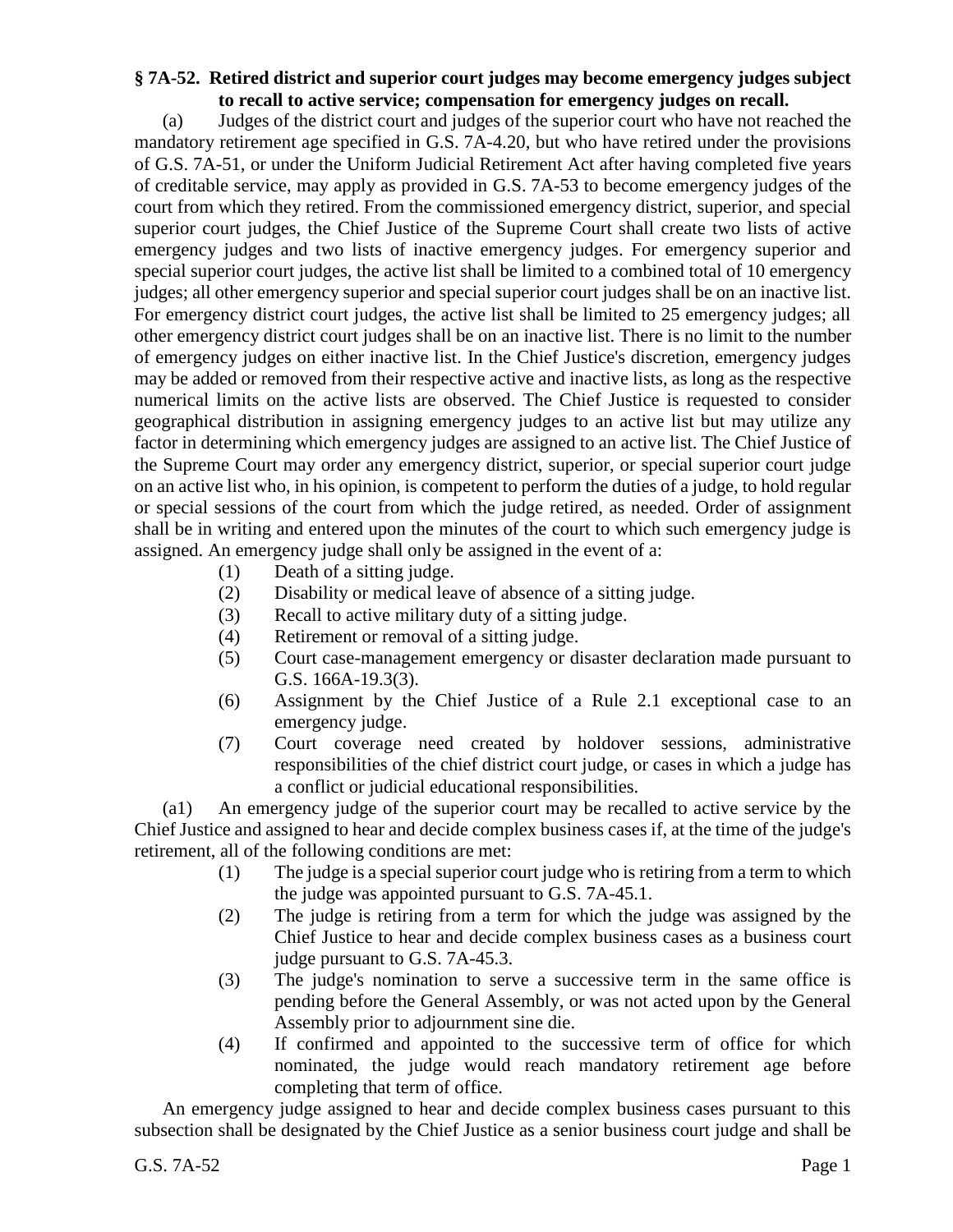**§ 7A-52. Retired district and superior court judges may become emergency judges subject to recall to active service; compensation for emergency judges on recall.**

(a) Judges of the district court and judges of the superior court who have not reached the mandatory retirement age specified in G.S. 7A-4.20, but who have retired under the provisions of G.S. 7A-51, or under the Uniform Judicial Retirement Act after having completed five years of creditable service, may apply as provided in G.S. 7A-53 to become emergency judges of the court from which they retired. From the commissioned emergency district, superior, and special superior court judges, the Chief Justice of the Supreme Court shall create two lists of active emergency judges and two lists of inactive emergency judges. For emergency superior and special superior court judges, the active list shall be limited to a combined total of 10 emergency judges; all other emergency superior and special superior court judges shall be on an inactive list. For emergency district court judges, the active list shall be limited to 25 emergency judges; all other emergency district court judges shall be on an inactive list. There is no limit to the number of emergency judges on either inactive list. In the Chief Justice's discretion, emergency judges may be added or removed from their respective active and inactive lists, as long as the respective numerical limits on the active lists are observed. The Chief Justice is requested to consider geographical distribution in assigning emergency judges to an active list but may utilize any factor in determining which emergency judges are assigned to an active list. The Chief Justice of the Supreme Court may order any emergency district, superior, or special superior court judge on an active list who, in his opinion, is competent to perform the duties of a judge, to hold regular or special sessions of the court from which the judge retired, as needed. Order of assignment shall be in writing and entered upon the minutes of the court to which such emergency judge is assigned. An emergency judge shall only be assigned in the event of a:

(1) Death of a sitting judge.

(2) Disability or medical leave of absence of a sitting judge.

(3) Recall to active military duty of a sitting judge.

(4) Retirement or removal of a sitting judge.

(5) Court case-management emergency or disaster declaration made pursuant to G.S. 166A-19.3(3).

(6) Assignment by the Chief Justice of a Rule 2.1 exceptional case to an emergency judge.

(7) Court coverage need created by holdover sessions, administrative responsibilities of the chief district court judge, or cases in which a judge has a conflict or judicial educational responsibilities.

(a1) An emergency judge of the superior court may be recalled to active service by the Chief Justice and assigned to hear and decide complex business cases if, at the time of the judge's retirement, all of the following conditions are met:

(1) The judge is a special superior court judge who is retiring from a term to which the judge was appointed pursuant to G.S. 7A-45.1.

(2) The judge is retiring from a term for which the judge was assigned by the Chief Justice to hear and decide complex business cases as a business court judge pursuant to G.S. 7A-45.3.

(3) The judge's nomination to serve a successive term in the same office is pending before the General Assembly, or was not acted upon by the General Assembly prior to adjournment sine die.

(4) If confirmed and appointed to the successive term of office for which nominated, the judge would reach mandatory retirement age before completing that term of office.

An emergency judge assigned to hear and decide complex business cases pursuant to this subsection shall be designated by the Chief Justice as a senior business court judge and shall be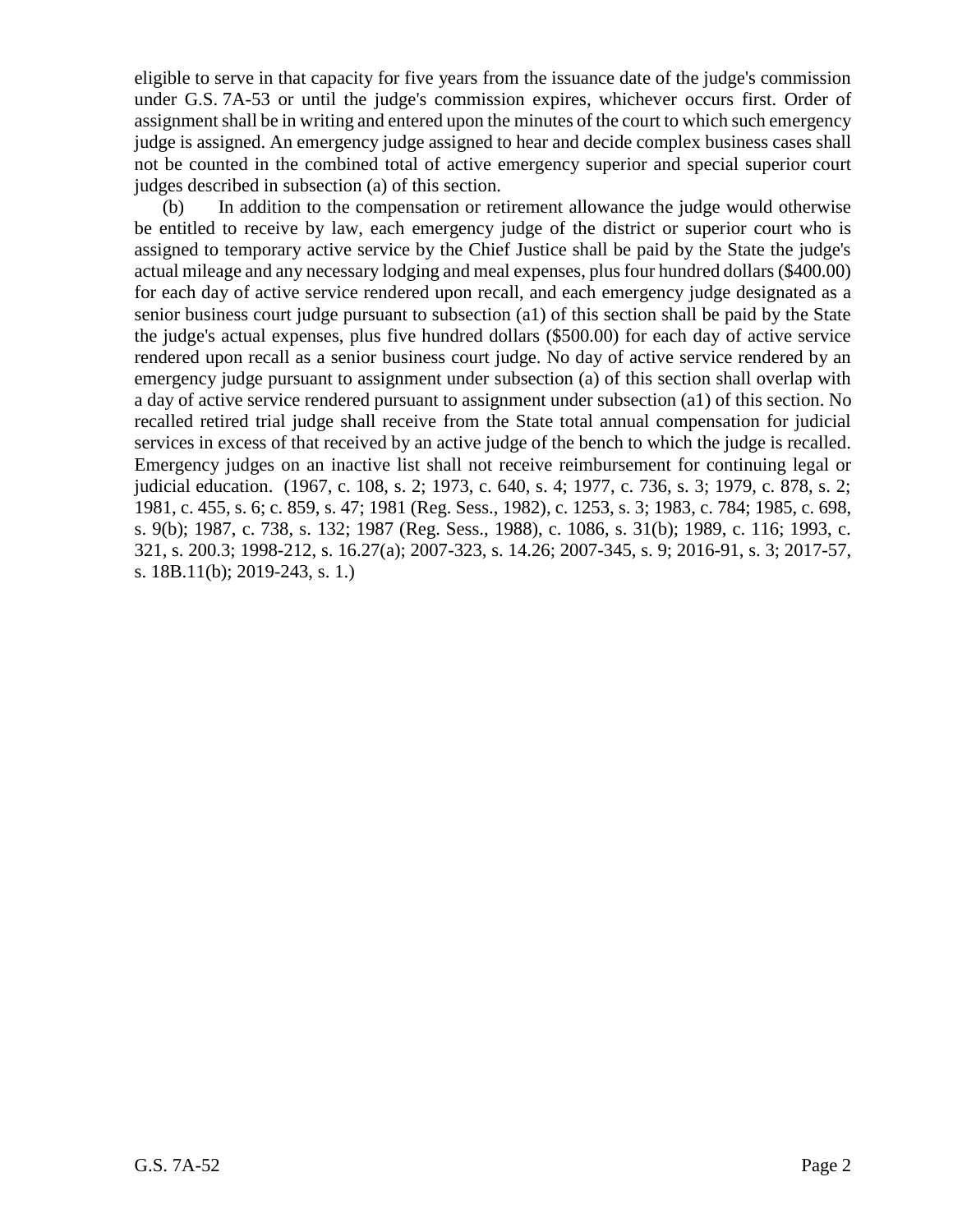eligible to serve in that capacity for five years from the issuance date of the judge's commission under G.S. 7A-53 or until the judge's commission expires, whichever occurs first. Order of assignment shall be in writing and entered upon the minutes of the court to which such emergency judge is assigned. An emergency judge assigned to hear and decide complex business cases shall not be counted in the combined total of active emergency superior and special superior court judges described in subsection (a) of this section.

(b) In addition to the compensation or retirement allowance the judge would otherwise be entitled to receive by law, each emergency judge of the district or superior court who is assigned to temporary active service by the Chief Justice shall be paid by the State the judge's actual mileage and any necessary lodging and meal expenses, plus four hundred dollars ($400.00) for each day of active service rendered upon recall, and each emergency judge designated as a senior business court judge pursuant to subsection (a1) of this section shall be paid by the State the judge's actual expenses, plus five hundred dollars ($500.00) for each day of active service rendered upon recall as a senior business court judge. No day of active service rendered by an emergency judge pursuant to assignment under subsection (a) of this section shall overlap with a day of active service rendered pursuant to assignment under subsection (a1) of this section. No recalled retired trial judge shall receive from the State total annual compensation for judicial services in excess of that received by an active judge of the bench to which the judge is recalled. Emergency judges on an inactive list shall not receive reimbursement for continuing legal or judicial education. (1967, c. 108, s. 2; 1973, c. 640, s. 4; 1977, c. 736, s. 3; 1979, c. 878, s. 2; 1981, c. 455, s. 6; c. 859, s. 47; 1981 (Reg. Sess., 1982), c. 1253, s. 3; 1983, c. 784; 1985, c. 698, s. 9(b); 1987, c. 738, s. 132; 1987 (Reg. Sess., 1988), c. 1086, s. 31(b); 1989, c. 116; 1993, c. 321, s. 200.3; 1998-212, s. 16.27(a); 2007-323, s. 14.26; 2007-345, s. 9; 2016-91, s. 3; 2017-57, s. 18B.11(b); 2019-243, s. 1.)